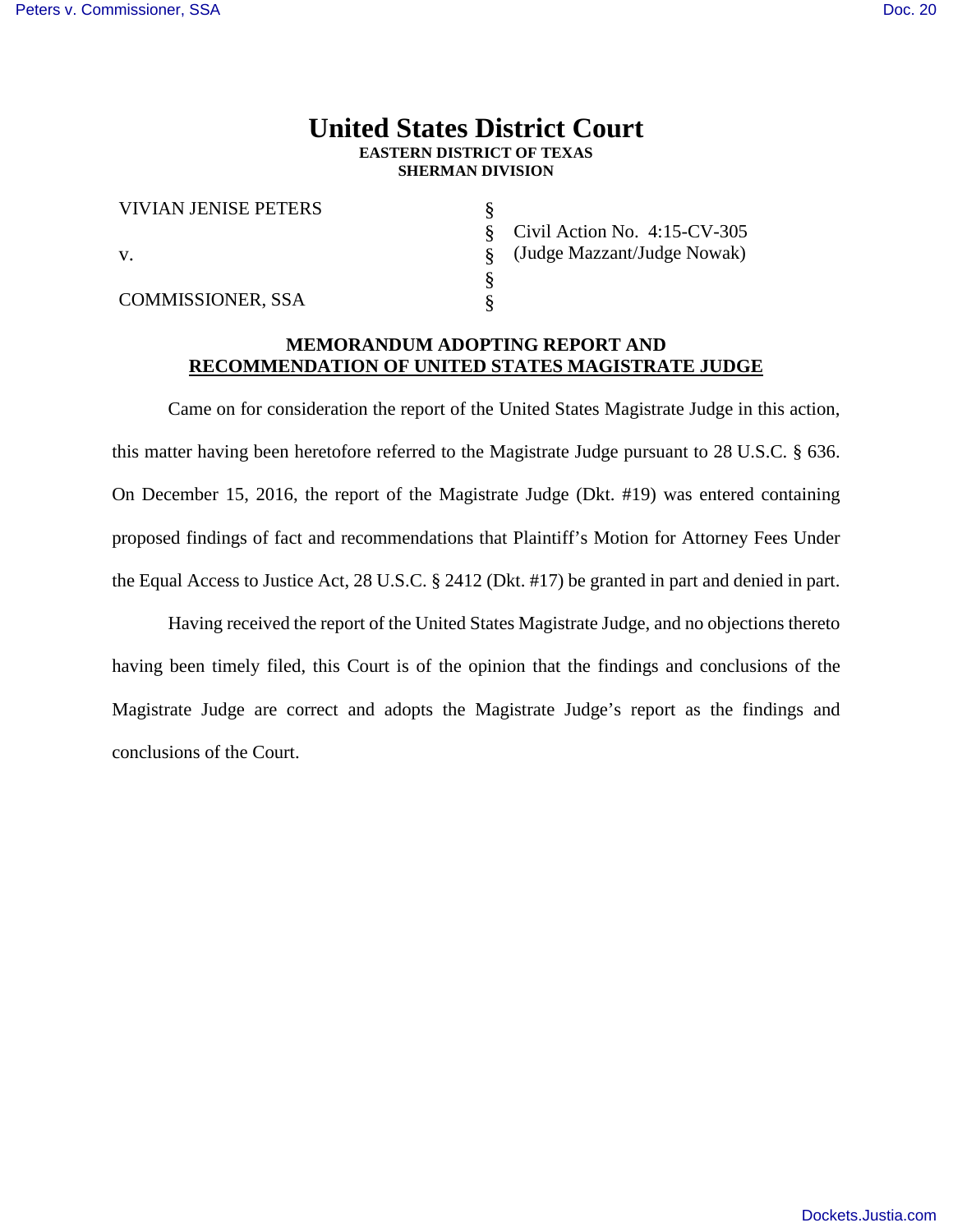# United States District Court

**EASTERN DISTRICT OF TEXAS**
**SHERMAN DIVISION**

| | | |
|---|---|---|
| VIVIAN JENISE PETERS | § | |
| | § | Civil Action No. 4:15-CV-305 |
| v. | § | (Judge Mazzant/Judge Nowak) |
| | § | |
| COMMISSIONER, SSA | § | |

**MEMORANDUM ADOPTING REPORT AND**
**RECOMMENDATION OF UNITED STATES MAGISTRATE JUDGE**

Came on for consideration the report of the United States Magistrate Judge in this action, this matter having been heretofore referred to the Magistrate Judge pursuant to 28 U.S.C. § 636. On December 15, 2016, the report of the Magistrate Judge (Dkt. #19) was entered containing proposed findings of fact and recommendations that Plaintiff's Motion for Attorney Fees Under the Equal Access to Justice Act, 28 U.S.C. § 2412 (Dkt. #17) be granted in part and denied in part.

Having received the report of the United States Magistrate Judge, and no objections thereto having been timely filed, this Court is of the opinion that the findings and conclusions of the Magistrate Judge are correct and adopts the Magistrate Judge's report as the findings and conclusions of the Court.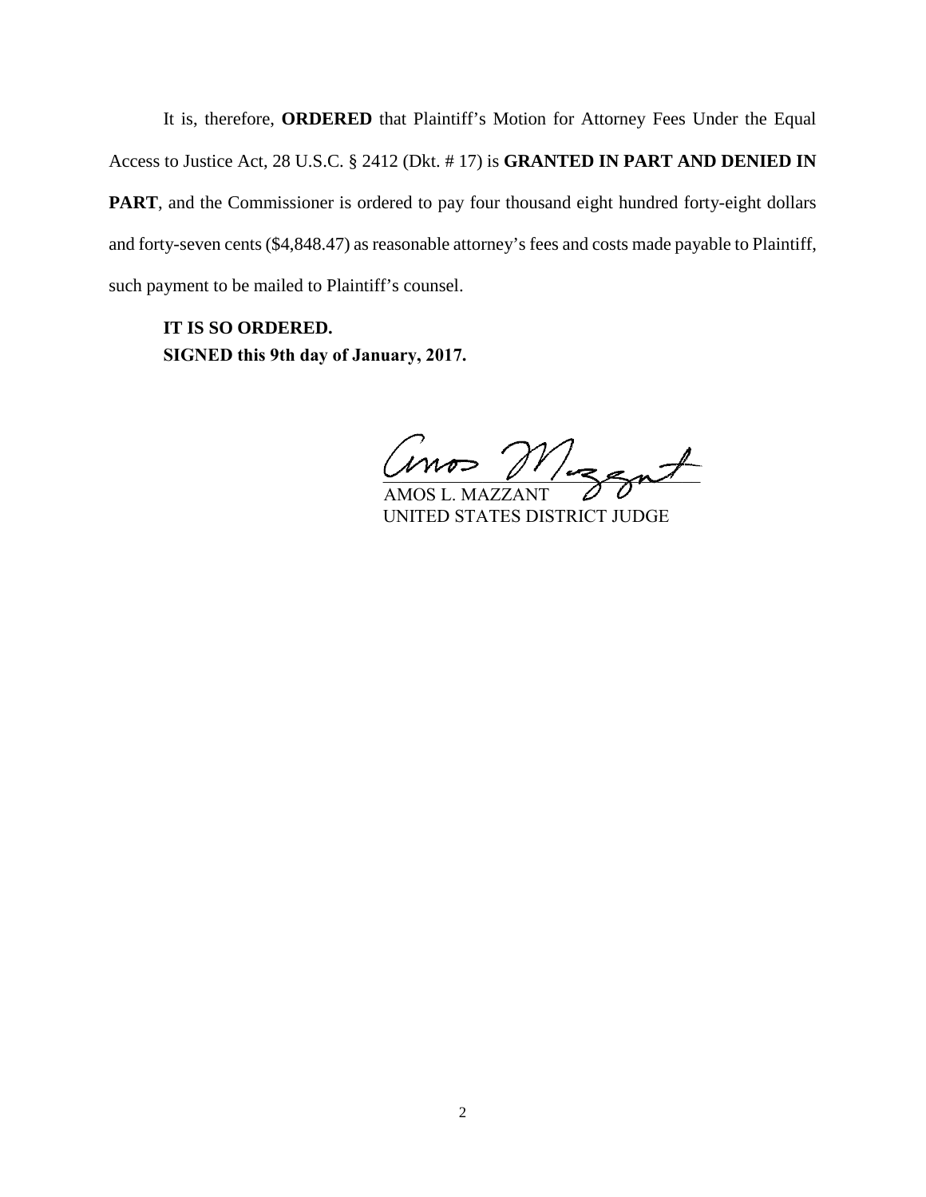It is, therefore, **ORDERED** that Plaintiff's Motion for Attorney Fees Under the Equal Access to Justice Act, 28 U.S.C. § 2412 (Dkt. # 17) is **GRANTED IN PART AND DENIED IN PART**, and the Commissioner is ordered to pay four thousand eight hundred forty-eight dollars and forty-seven cents ($4,848.47) as reasonable attorney's fees and costs made payable to Plaintiff, such payment to be mailed to Plaintiff's counsel.

**IT IS SO ORDERED.**
**SIGNED this 9th day of January, 2017.**

AMOS L. MAZZANT
UNITED STATES DISTRICT JUDGE